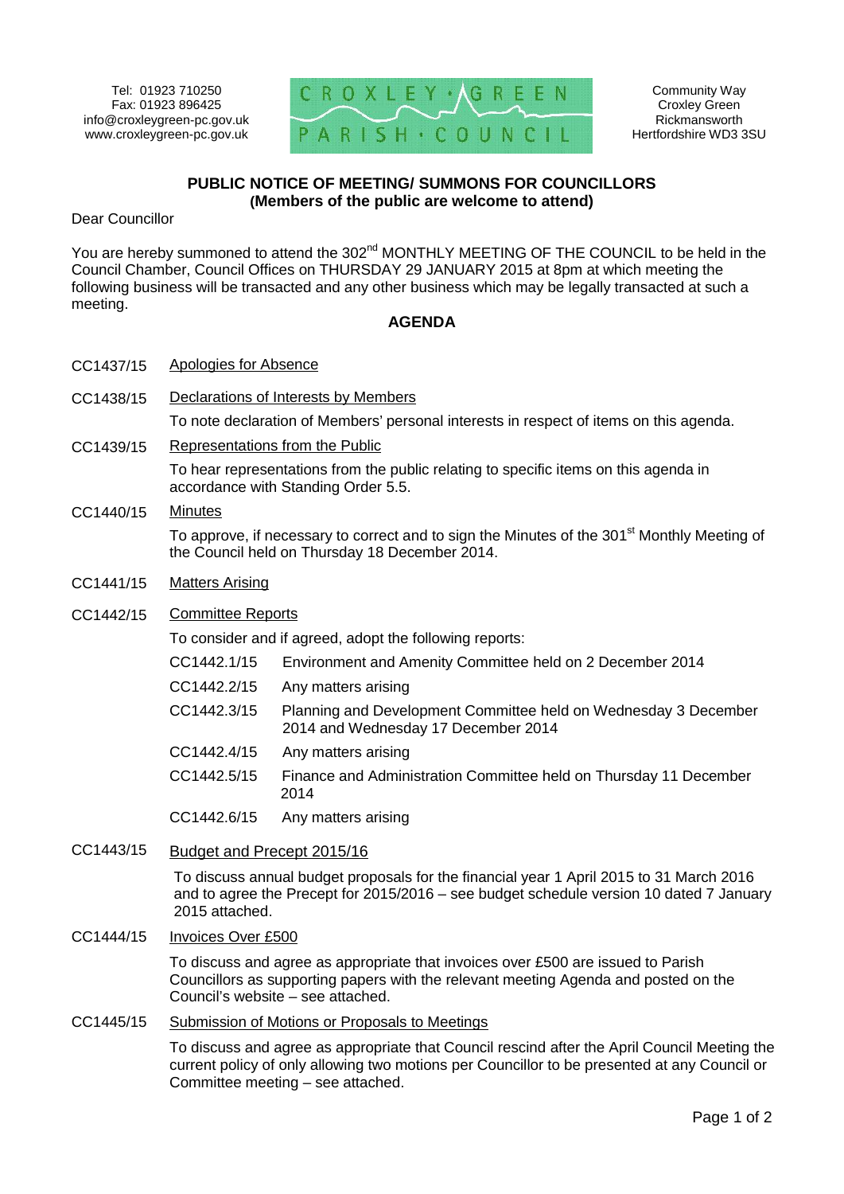Tel: 01923 710250
Fax: 01923 896425
info@croxleygreen-pc.gov.uk
www.croxleygreen-pc.gov.uk

**CROXLEY · GREEN PARISH · COUNCIL**

Community Way
Croxley Green
Rickmansworth
Hertfordshire WD3 3SU

## PUBLIC NOTICE OF MEETING/ SUMMONS FOR COUNCILLORS
**(Members of the public are welcome to attend)**

Dear Councillor

You are hereby summoned to attend the 302nd MONTHLY MEETING OF THE COUNCIL to be held in the Council Chamber, Council Offices on THURSDAY 29 JANUARY 2015 at 8pm at which meeting the following business will be transacted and any other business which may be legally transacted at such a meeting.

### AGENDA

**CC1437/15** Apologies for Absence

**CC1438/15** Declarations of Interests by Members

To note declaration of Members' personal interests in respect of items on this agenda.

**CC1439/15** Representations from the Public

To hear representations from the public relating to specific items on this agenda in accordance with Standing Order 5.5.

**CC1440/15** Minutes

To approve, if necessary to correct and to sign the Minutes of the 301st Monthly Meeting of the Council held on Thursday 18 December 2014.

**CC1441/15** Matters Arising

**CC1442/15** Committee Reports

To consider and if agreed, adopt the following reports:

- CC1442.1/15 Environment and Amenity Committee held on 2 December 2014
- CC1442.2/15 Any matters arising
- CC1442.3/15 Planning and Development Committee held on Wednesday 3 December 2014 and Wednesday 17 December 2014
- CC1442.4/15 Any matters arising
- CC1442.5/15 Finance and Administration Committee held on Thursday 11 December 2014
- CC1442.6/15 Any matters arising

**CC1443/15** Budget and Precept 2015/16

To discuss annual budget proposals for the financial year 1 April 2015 to 31 March 2016 and to agree the Precept for 2015/2016 – see budget schedule version 10 dated 7 January 2015 attached.

**CC1444/15** Invoices Over £500

To discuss and agree as appropriate that invoices over £500 are issued to Parish Councillors as supporting papers with the relevant meeting Agenda and posted on the Council's website – see attached.

**CC1445/15** Submission of Motions or Proposals to Meetings

To discuss and agree as appropriate that Council rescind after the April Council Meeting the current policy of only allowing two motions per Councillor to be presented at any Council or Committee meeting – see attached.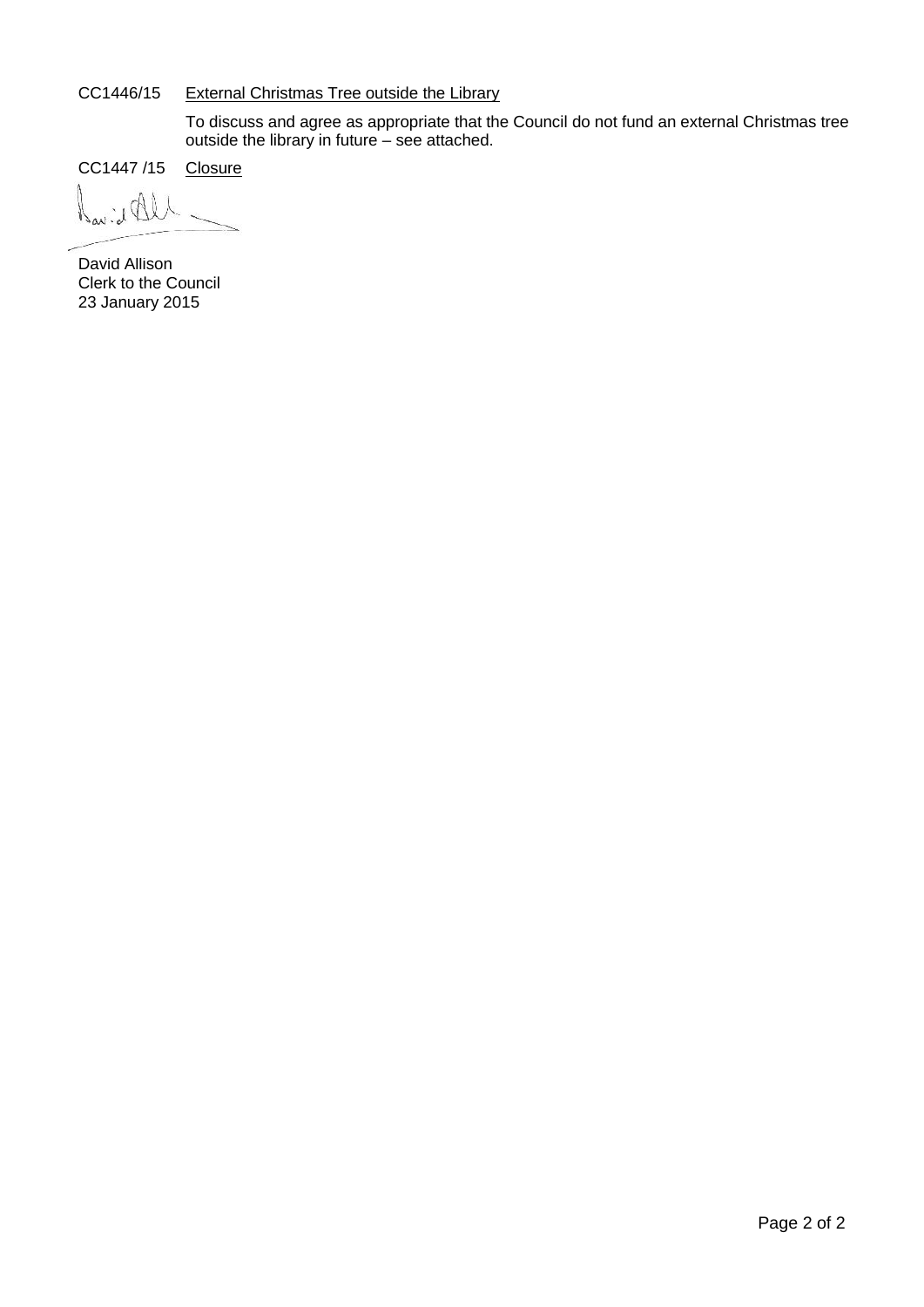CC1446/15 External Christmas Tree outside the Library

To discuss and agree as appropriate that the Council do not fund an external Christmas tree outside the library in future – see attached.

CC1447 /15 Closure

David Allison
Clerk to the Council
23 January 2015